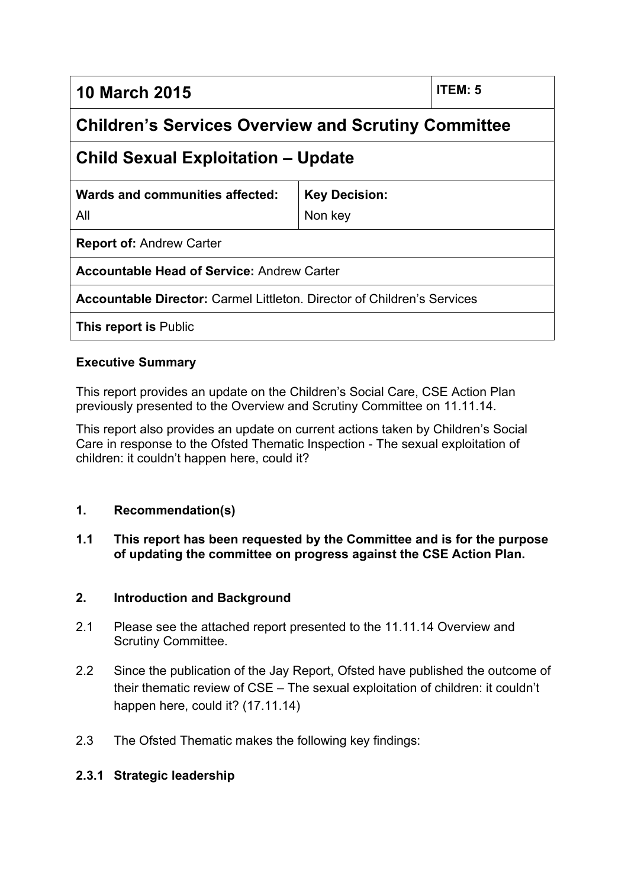| 10 March 2015 | | ITEM: 5 |
|---|---|---|
| **Children's Services Overview and Scrutiny Committee** | | |
| **Child Sexual Exploitation – Update** | | |
| **Wards and communities affected:** All | **Key Decision:** Non key | |
| **Report of:** Andrew Carter | | |
| **Accountable Head of Service:** Andrew Carter | | |
| **Accountable Director:** Carmel Littleton. Director of Children's Services | | |
| **This report is** Public | | |

**Executive Summary**

This report provides an update on the Children's Social Care, CSE Action Plan previously presented to the Overview and Scrutiny Committee on 11.11.14.

This report also provides an update on current actions taken by Children's Social Care in response to the Ofsted Thematic Inspection - The sexual exploitation of children: it couldn't happen here, could it?

## 1. Recommendation(s)

**1.1 This report has been requested by the Committee and is for the purpose of updating the committee on progress against the CSE Action Plan.**

## 2. Introduction and Background

2.1 Please see the attached report presented to the 11.11.14 Overview and Scrutiny Committee.

2.2 Since the publication of the Jay Report, Ofsted have published the outcome of their thematic review of CSE – The sexual exploitation of children: it couldn't happen here, could it? (17.11.14)

2.3 The Ofsted Thematic makes the following key findings:

### 2.3.1 Strategic leadership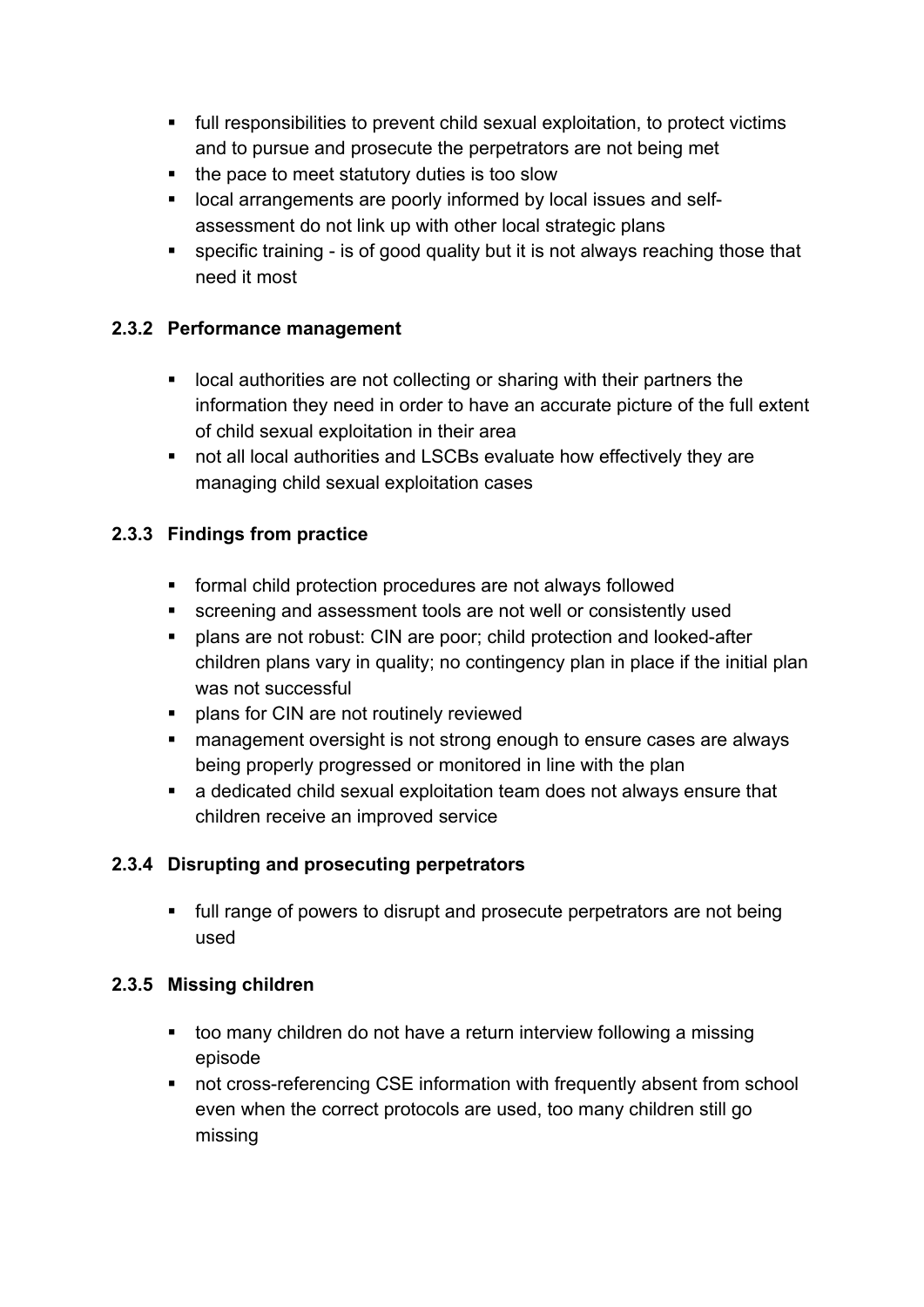- full responsibilities to prevent child sexual exploitation, to protect victims and to pursue and prosecute the perpetrators are not being met
- the pace to meet statutory duties is too slow
- local arrangements are poorly informed by local issues and self-assessment do not link up with other local strategic plans
- specific training - is of good quality but it is not always reaching those that need it most

### 2.3.2 Performance management

- local authorities are not collecting or sharing with their partners the information they need in order to have an accurate picture of the full extent of child sexual exploitation in their area
- not all local authorities and LSCBs evaluate how effectively they are managing child sexual exploitation cases

### 2.3.3 Findings from practice

- formal child protection procedures are not always followed
- screening and assessment tools are not well or consistently used
- plans are not robust: CIN are poor; child protection and looked-after children plans vary in quality; no contingency plan in place if the initial plan was not successful
- plans for CIN are not routinely reviewed
- management oversight is not strong enough to ensure cases are always being properly progressed or monitored in line with the plan
- a dedicated child sexual exploitation team does not always ensure that children receive an improved service

### 2.3.4 Disrupting and prosecuting perpetrators

- full range of powers to disrupt and prosecute perpetrators are not being used

### 2.3.5 Missing children

- too many children do not have a return interview following a missing episode
- not cross-referencing CSE information with frequently absent from school even when the correct protocols are used, too many children still go missing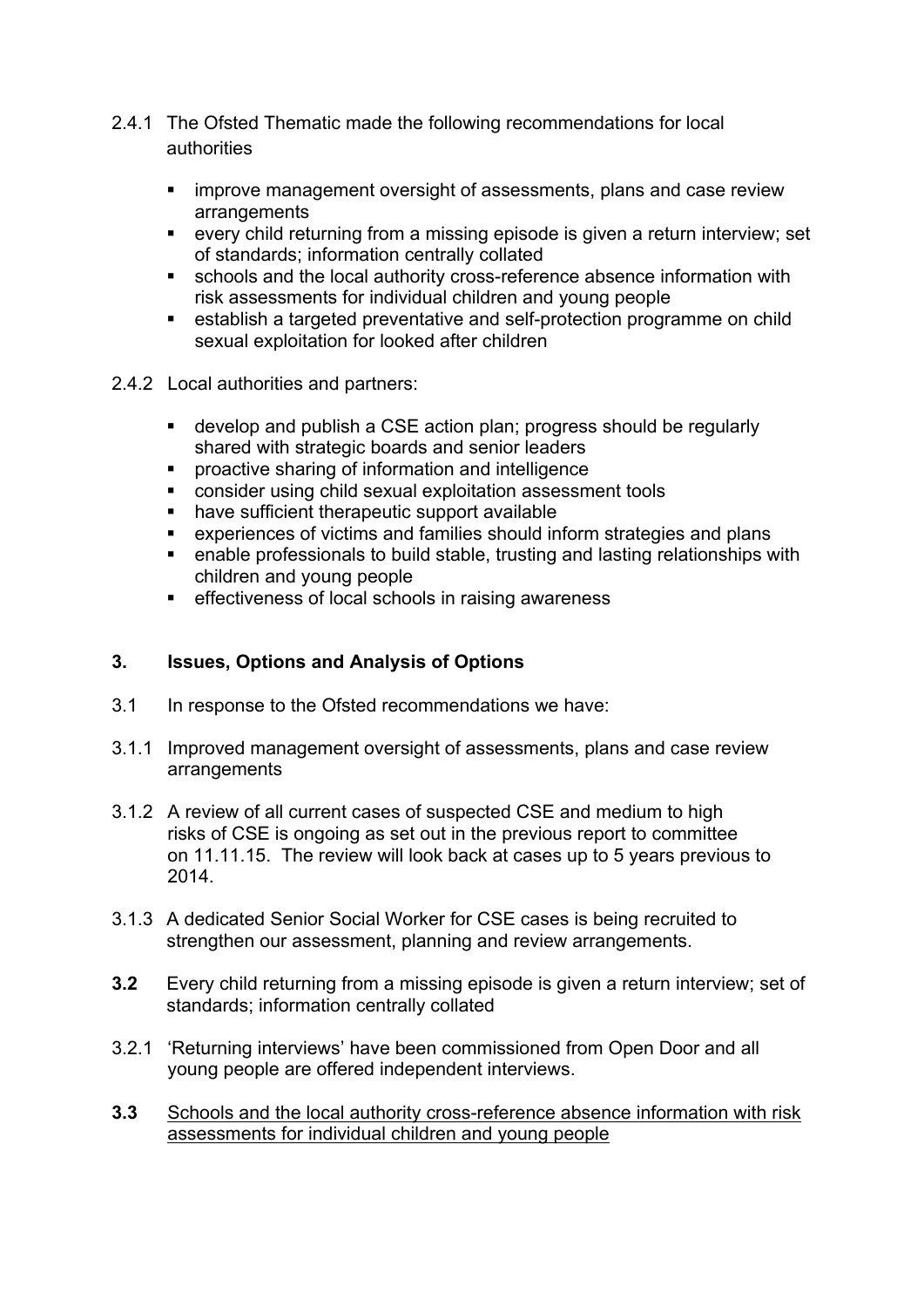2.4.1 The Ofsted Thematic made the following recommendations for local authorities

- improve management oversight of assessments, plans and case review arrangements
- every child returning from a missing episode is given a return interview; set of standards; information centrally collated
- schools and the local authority cross-reference absence information with risk assessments for individual children and young people
- establish a targeted preventative and self-protection programme on child sexual exploitation for looked after children

2.4.2 Local authorities and partners:

- develop and publish a CSE action plan; progress should be regularly shared with strategic boards and senior leaders
- proactive sharing of information and intelligence
- consider using child sexual exploitation assessment tools
- have sufficient therapeutic support available
- experiences of victims and families should inform strategies and plans
- enable professionals to build stable, trusting and lasting relationships with children and young people
- effectiveness of local schools in raising awareness

## 3. Issues, Options and Analysis of Options

3.1 In response to the Ofsted recommendations we have:

3.1.1 Improved management oversight of assessments, plans and case review arrangements

3.1.2 A review of all current cases of suspected CSE and medium to high risks of CSE is ongoing as set out in the previous report to committee on 11.11.15. The review will look back at cases up to 5 years previous to 2014.

3.1.3 A dedicated Senior Social Worker for CSE cases is being recruited to strengthen our assessment, planning and review arrangements.

**3.2** Every child returning from a missing episode is given a return interview; set of standards; information centrally collated

3.2.1 'Returning interviews' have been commissioned from Open Door and all young people are offered independent interviews.

**3.3** <u>Schools and the local authority cross-reference absence information with risk assessments for individual children and young people</u>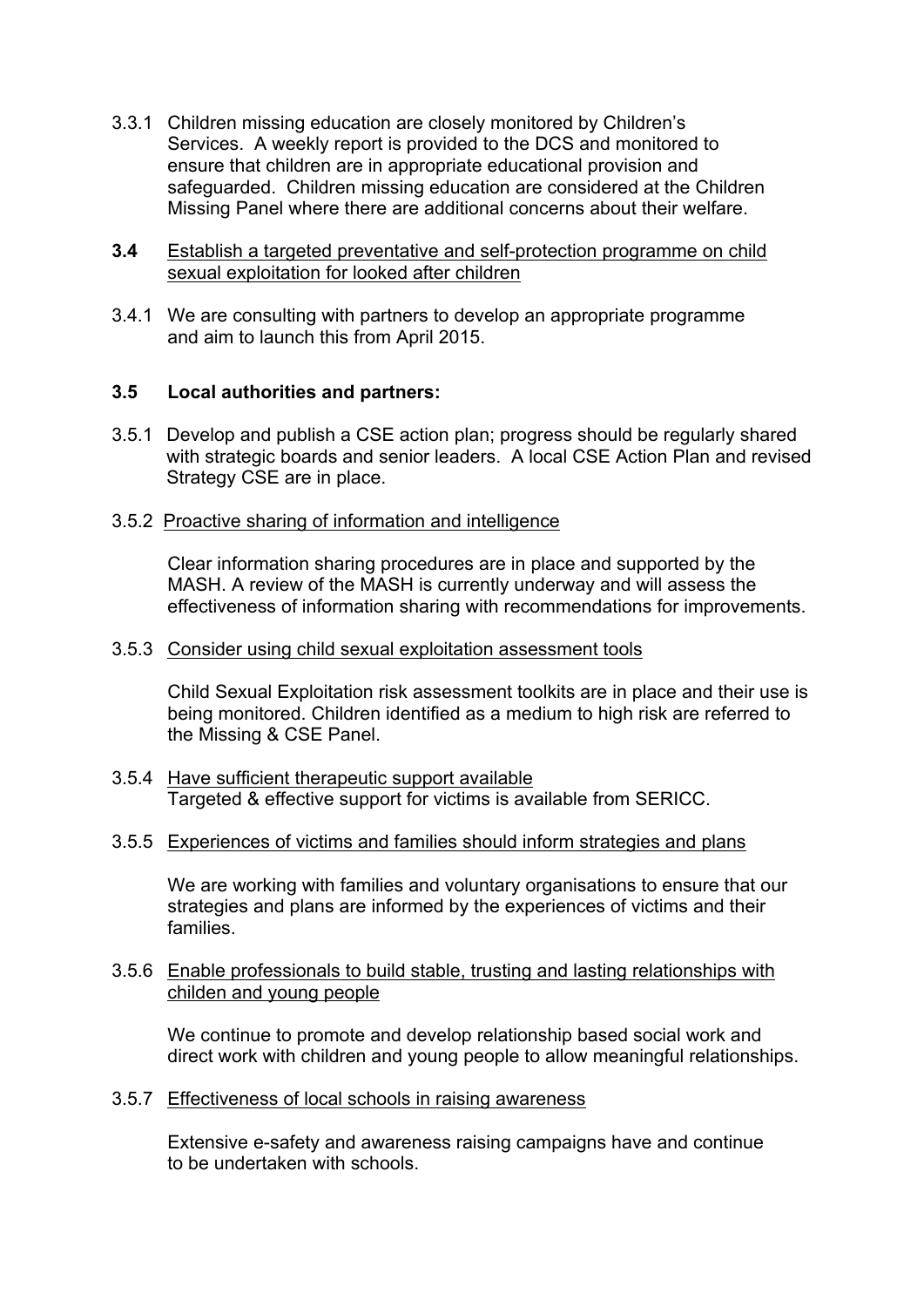3.3.1 Children missing education are closely monitored by Children's Services. A weekly report is provided to the DCS and monitored to ensure that children are in appropriate educational provision and safeguarded. Children missing education are considered at the Children Missing Panel where there are additional concerns about their welfare.

**3.4** Establish a targeted preventative and self-protection programme on child sexual exploitation for looked after children

3.4.1 We are consulting with partners to develop an appropriate programme and aim to launch this from April 2015.

**3.5 Local authorities and partners:**

3.5.1 Develop and publish a CSE action plan; progress should be regularly shared with strategic boards and senior leaders. A local CSE Action Plan and revised Strategy CSE are in place.

3.5.2 Proactive sharing of information and intelligence

Clear information sharing procedures are in place and supported by the MASH. A review of the MASH is currently underway and will assess the effectiveness of information sharing with recommendations for improvements.

3.5.3 Consider using child sexual exploitation assessment tools

Child Sexual Exploitation risk assessment toolkits are in place and their use is being monitored. Children identified as a medium to high risk are referred to the Missing & CSE Panel.

3.5.4 Have sufficient therapeutic support available
Targeted & effective support for victims is available from SERICC.

3.5.5 Experiences of victims and families should inform strategies and plans

We are working with families and voluntary organisations to ensure that our strategies and plans are informed by the experiences of victims and their families.

3.5.6 Enable professionals to build stable, trusting and lasting relationships with childen and young people

We continue to promote and develop relationship based social work and direct work with children and young people to allow meaningful relationships.

3.5.7 Effectiveness of local schools in raising awareness

Extensive e-safety and awareness raising campaigns have and continue to be undertaken with schools.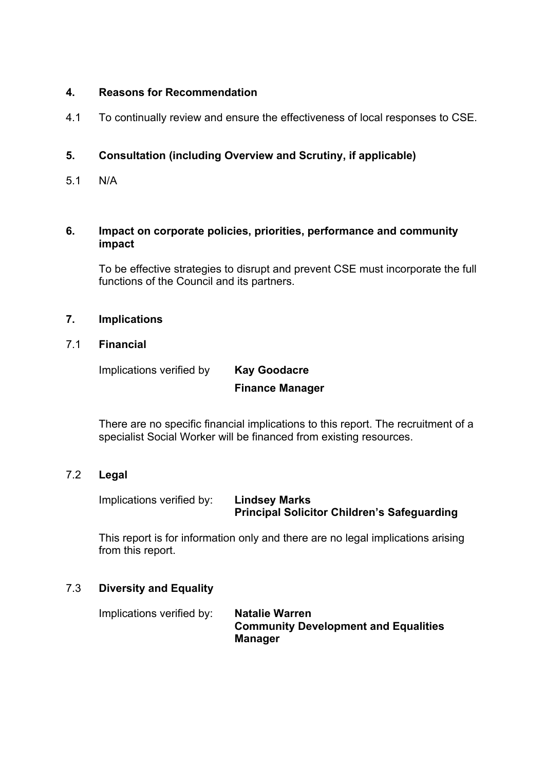## 4. Reasons for Recommendation

4.1 To continually review and ensure the effectiveness of local responses to CSE.

## 5. Consultation (including Overview and Scrutiny, if applicable)

5.1 N/A

## 6. Impact on corporate policies, priorities, performance and community impact

To be effective strategies to disrupt and prevent CSE must incorporate the full functions of the Council and its partners.

## 7. Implications

### 7.1 Financial

Implications verified by **Kay Goodacre**
**Finance Manager**

There are no specific financial implications to this report. The recruitment of a specialist Social Worker will be financed from existing resources.

### 7.2 Legal

Implications verified by: **Lindsey Marks**
**Principal Solicitor Children's Safeguarding**

This report is for information only and there are no legal implications arising from this report.

### 7.3 Diversity and Equality

Implications verified by: **Natalie Warren**
**Community Development and Equalities Manager**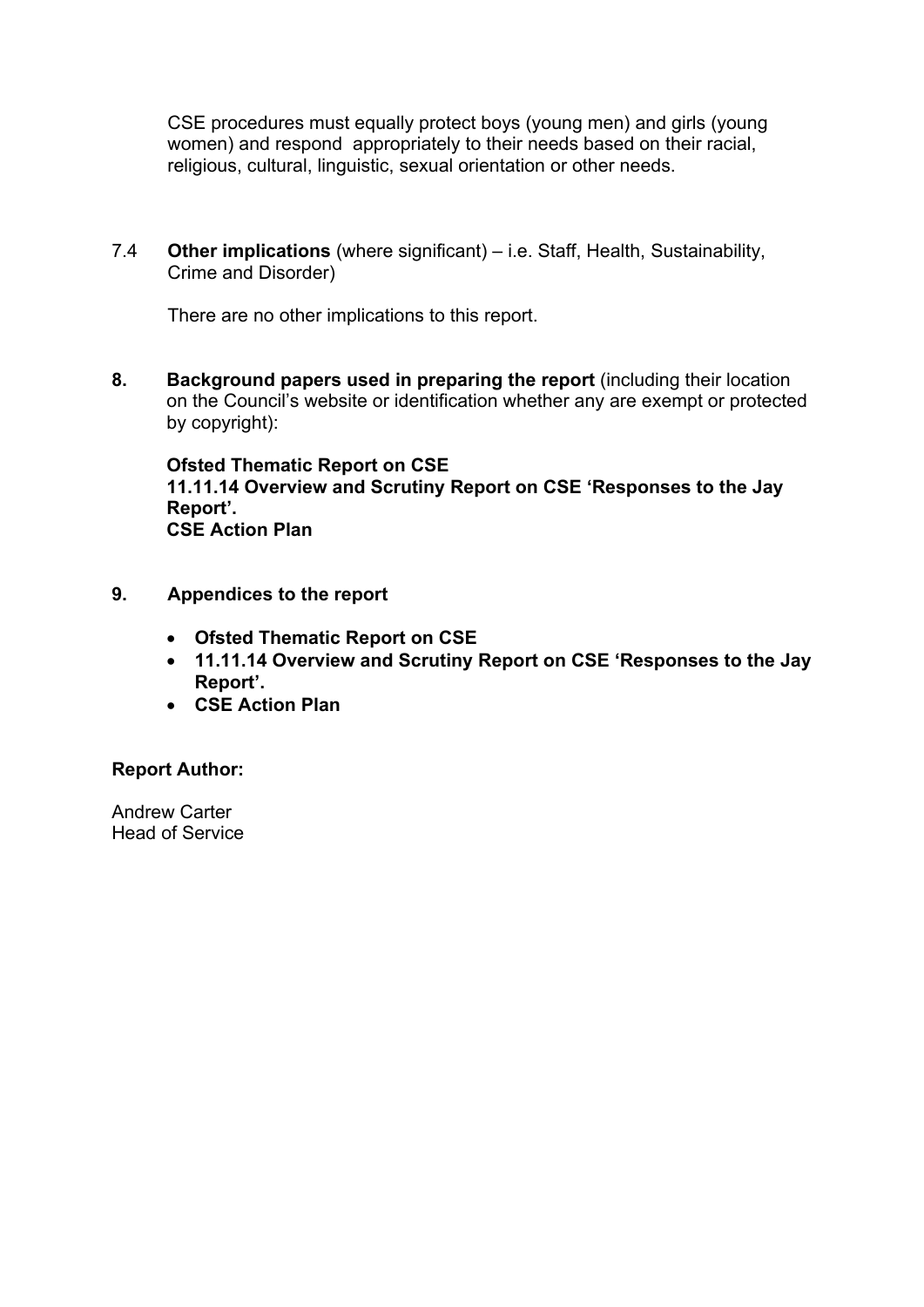CSE procedures must equally protect boys (young men) and girls (young women) and respond appropriately to their needs based on their racial, religious, cultural, linguistic, sexual orientation or other needs.

7.4 **Other implications** (where significant) – i.e. Staff, Health, Sustainability, Crime and Disorder)

There are no other implications to this report.

**8. Background papers used in preparing the report** (including their location on the Council's website or identification whether any are exempt or protected by copyright):

**Ofsted Thematic Report on CSE**
**11.11.14 Overview and Scrutiny Report on CSE 'Responses to the Jay Report'.**
**CSE Action Plan**

**9. Appendices to the report**

- **Ofsted Thematic Report on CSE**
- **11.11.14 Overview and Scrutiny Report on CSE 'Responses to the Jay Report'.**
- **CSE Action Plan**

**Report Author:**

Andrew Carter
Head of Service